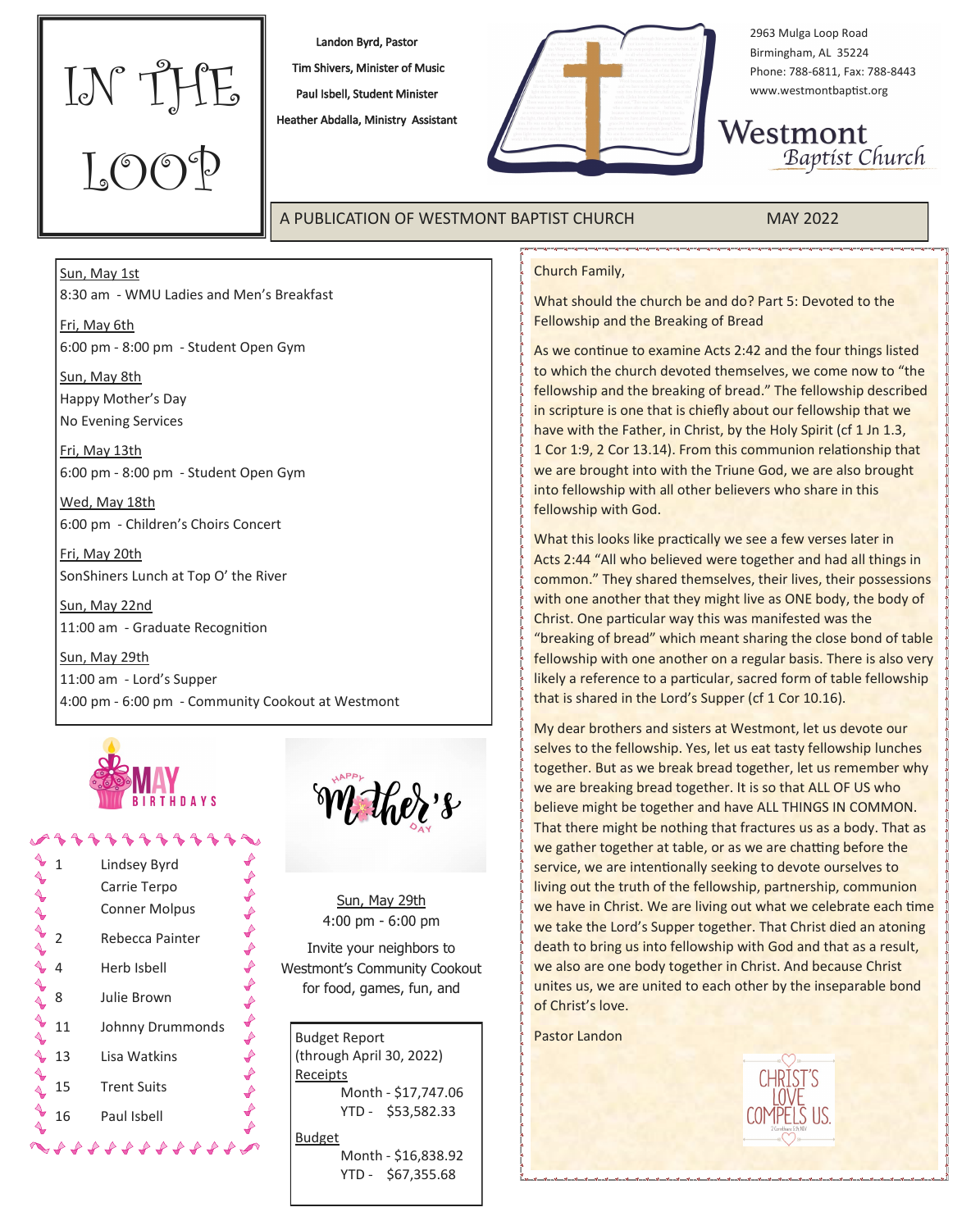# IN THE LOOP

Landon Byrd, Pastor
Tim Shivers, Minister of Music
Paul Isbell, Student Minister
Heather Abdalla, Ministry Assistant

2963 Mulga Loop Road
Birmingham, AL 35224
Phone: 788-6811, Fax: 788-8443
www.westmontbaptist.org

**Westmont Baptist Church**

A PUBLICATION OF WESTMONT BAPTIST CHURCH — MAY 2022

Sun, May 1st
8:30 am - WMU Ladies and Men's Breakfast

Fri, May 6th
6:00 pm - 8:00 pm - Student Open Gym

Sun, May 8th
Happy Mother's Day
No Evening Services

Fri, May 13th
6:00 pm - 8:00 pm - Student Open Gym

Wed, May 18th
6:00 pm - Children's Choirs Concert

Fri, May 20th
SonShiners Lunch at Top O' the River

Sun, May 22nd
11:00 am - Graduate Recognition

Sun, May 29th
11:00 am - Lord's Supper
4:00 pm - 6:00 pm - Community Cookout at Westmont

## MAY BIRTHDAYS

| | |
|---|---|
| 1 | Lindsey Byrd |
| | Carrie Terpo |
| | Conner Molpus |
| 2 | Rebecca Painter |
| 4 | Herb Isbell |
| 8 | Julie Brown |
| 11 | Johnny Drummonds |
| 13 | Lisa Watkins |
| 15 | Trent Suits |
| 16 | Paul Isbell |

Happy Mother's Day

Sun, May 29th
4:00 pm - 6:00 pm

Invite your neighbors to Westmont's Community Cookout for food, games, fun, and

Budget Report
(through April 30, 2022)

Receipts
Month - $17,747.06
YTD - $53,582.33

Budget
Month - $16,838.92
YTD - $67,355.68

Church Family,

What should the church be and do? Part 5: Devoted to the Fellowship and the Breaking of Bread

As we continue to examine Acts 2:42 and the four things listed to which the church devoted themselves, we come now to "the fellowship and the breaking of bread." The fellowship described in scripture is one that is chiefly about our fellowship that we have with the Father, in Christ, by the Holy Spirit (cf 1 Jn 1.3, 1 Cor 1:9, 2 Cor 13.14). From this communion relationship that we are brought into with the Triune God, we are also brought into fellowship with all other believers who share in this fellowship with God.

What this looks like practically we see a few verses later in Acts 2:44 "All who believed were together and had all things in common." They shared themselves, their lives, their possessions with one another that they might live as ONE body, the body of Christ. One particular way this was manifested was the "breaking of bread" which meant sharing the close bond of table fellowship with one another on a regular basis. There is also very likely a reference to a particular, sacred form of table fellowship that is shared in the Lord's Supper (cf 1 Cor 10.16).

My dear brothers and sisters at Westmont, let us devote our selves to the fellowship. Yes, let us eat tasty fellowship lunches together. But as we break bread together, let us remember why we are breaking bread together. It is so that ALL OF US who believe might be together and have ALL THINGS IN COMMON. That there might be nothing that fractures us as a body. That as we gather together at table, or as we are chatting before the service, we are intentionally seeking to devote ourselves to living out the truth of the fellowship, partnership, communion we have in Christ. We are living out what we celebrate each time we take the Lord's Supper together. That Christ died an atoning death to bring us into fellowship with God and that as a result, we also are one body together in Christ. And because Christ unites us, we are united to each other by the inseparable bond of Christ's love.

Pastor Landon

CHRIST'S LOVE COMPELS US.
2 Corinthians 5:14 NIV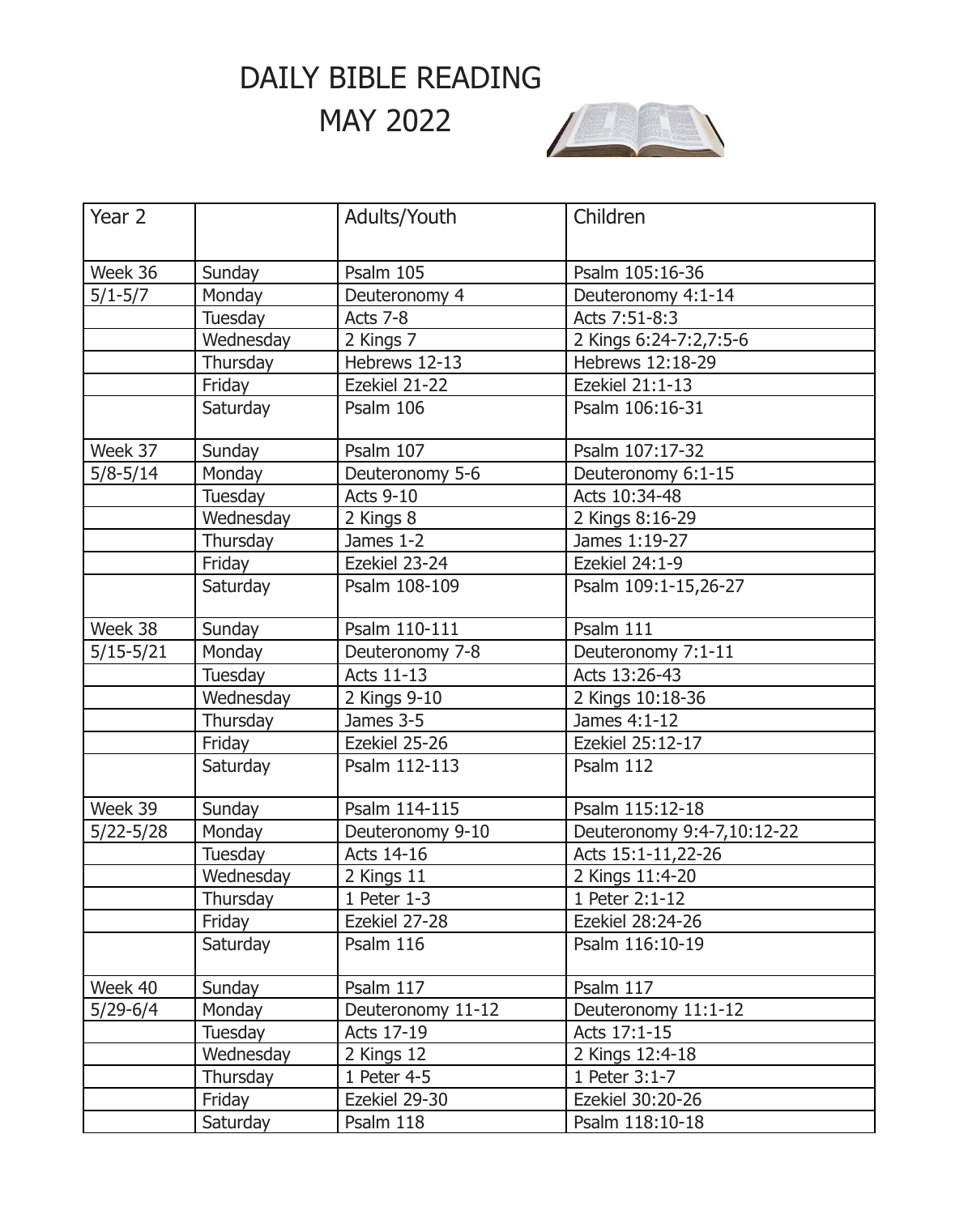# DAILY BIBLE READING

# MAY 2022

| Year 2 | | Adults/Youth | Children |
|---|---|---|---|
| Week 36 | Sunday | Psalm 105 | Psalm 105:16-36 |
| 5/1-5/7 | Monday | Deuteronomy 4 | Deuteronomy 4:1-14 |
| | Tuesday | Acts 7-8 | Acts 7:51-8:3 |
| | Wednesday | 2 Kings 7 | 2 Kings 6:24-7:2,7:5-6 |
| | Thursday | Hebrews 12-13 | Hebrews 12:18-29 |
| | Friday | Ezekiel 21-22 | Ezekiel 21:1-13 |
| | Saturday | Psalm 106 | Psalm 106:16-31 |
| Week 37 | Sunday | Psalm 107 | Psalm 107:17-32 |
| 5/8-5/14 | Monday | Deuteronomy 5-6 | Deuteronomy 6:1-15 |
| | Tuesday | Acts 9-10 | Acts 10:34-48 |
| | Wednesday | 2 Kings 8 | 2 Kings 8:16-29 |
| | Thursday | James 1-2 | James 1:19-27 |
| | Friday | Ezekiel 23-24 | Ezekiel 24:1-9 |
| | Saturday | Psalm 108-109 | Psalm 109:1-15,26-27 |
| Week 38 | Sunday | Psalm 110-111 | Psalm 111 |
| 5/15-5/21 | Monday | Deuteronomy 7-8 | Deuteronomy 7:1-11 |
| | Tuesday | Acts 11-13 | Acts 13:26-43 |
| | Wednesday | 2 Kings 9-10 | 2 Kings 10:18-36 |
| | Thursday | James 3-5 | James 4:1-12 |
| | Friday | Ezekiel 25-26 | Ezekiel 25:12-17 |
| | Saturday | Psalm 112-113 | Psalm 112 |
| Week 39 | Sunday | Psalm 114-115 | Psalm 115:12-18 |
| 5/22-5/28 | Monday | Deuteronomy 9-10 | Deuteronomy 9:4-7,10:12-22 |
| | Tuesday | Acts 14-16 | Acts 15:1-11,22-26 |
| | Wednesday | 2 Kings 11 | 2 Kings 11:4-20 |
| | Thursday | 1 Peter 1-3 | 1 Peter 2:1-12 |
| | Friday | Ezekiel 27-28 | Ezekiel 28:24-26 |
| | Saturday | Psalm 116 | Psalm 116:10-19 |
| Week 40 | Sunday | Psalm 117 | Psalm 117 |
| 5/29-6/4 | Monday | Deuteronomy 11-12 | Deuteronomy 11:1-12 |
| | Tuesday | Acts 17-19 | Acts 17:1-15 |
| | Wednesday | 2 Kings 12 | 2 Kings 12:4-18 |
| | Thursday | 1 Peter 4-5 | 1 Peter 3:1-7 |
| | Friday | Ezekiel 29-30 | Ezekiel 30:20-26 |
| | Saturday | Psalm 118 | Psalm 118:10-18 |